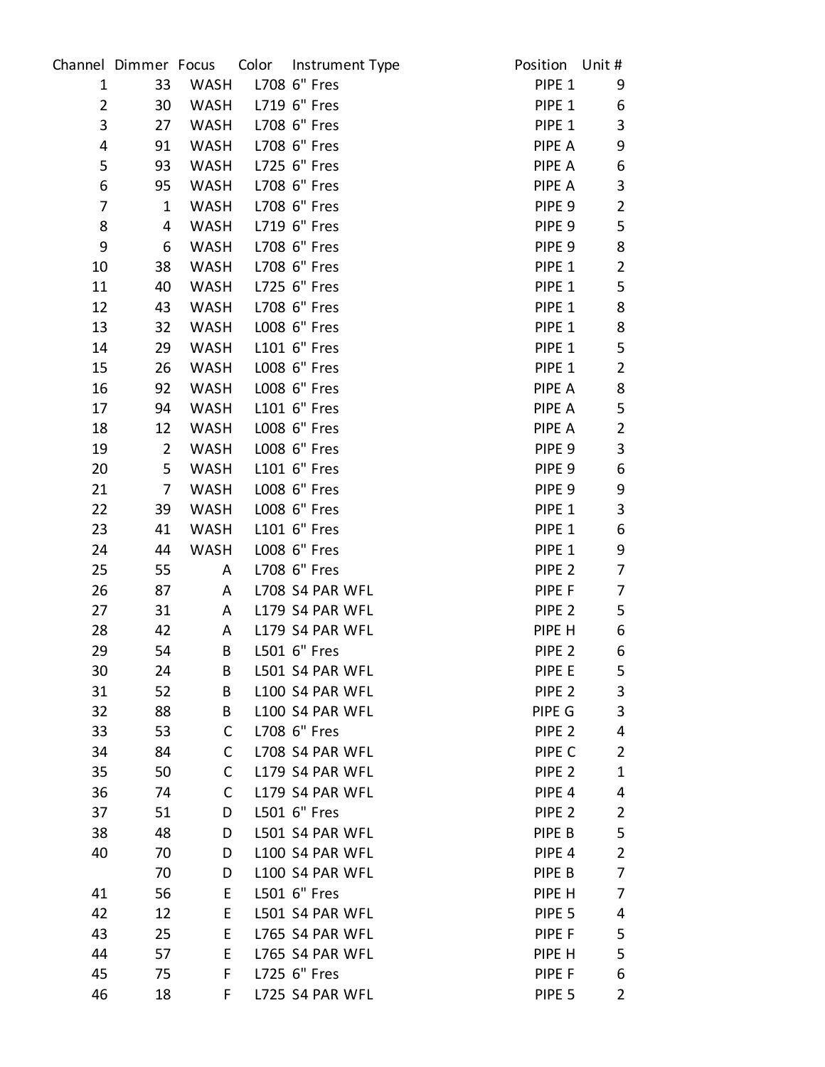| Channel | Dimmer | Focus | Color | Instrument Type | Position | Unit # |
|---|---|---|---|---|---|---|
| 1 | 33 | WASH | L708 | 6" Fres | PIPE 1 | 9 |
| 2 | 30 | WASH | L719 | 6" Fres | PIPE 1 | 6 |
| 3 | 27 | WASH | L708 | 6" Fres | PIPE 1 | 3 |
| 4 | 91 | WASH | L708 | 6" Fres | PIPE A | 9 |
| 5 | 93 | WASH | L725 | 6" Fres | PIPE A | 6 |
| 6 | 95 | WASH | L708 | 6" Fres | PIPE A | 3 |
| 7 | 1 | WASH | L708 | 6" Fres | PIPE 9 | 2 |
| 8 | 4 | WASH | L719 | 6" Fres | PIPE 9 | 5 |
| 9 | 6 | WASH | L708 | 6" Fres | PIPE 9 | 8 |
| 10 | 38 | WASH | L708 | 6" Fres | PIPE 1 | 2 |
| 11 | 40 | WASH | L725 | 6" Fres | PIPE 1 | 5 |
| 12 | 43 | WASH | L708 | 6" Fres | PIPE 1 | 8 |
| 13 | 32 | WASH | L008 | 6" Fres | PIPE 1 | 8 |
| 14 | 29 | WASH | L101 | 6" Fres | PIPE 1 | 5 |
| 15 | 26 | WASH | L008 | 6" Fres | PIPE 1 | 2 |
| 16 | 92 | WASH | L008 | 6" Fres | PIPE A | 8 |
| 17 | 94 | WASH | L101 | 6" Fres | PIPE A | 5 |
| 18 | 12 | WASH | L008 | 6" Fres | PIPE A | 2 |
| 19 | 2 | WASH | L008 | 6" Fres | PIPE 9 | 3 |
| 20 | 5 | WASH | L101 | 6" Fres | PIPE 9 | 6 |
| 21 | 7 | WASH | L008 | 6" Fres | PIPE 9 | 9 |
| 22 | 39 | WASH | L008 | 6" Fres | PIPE 1 | 3 |
| 23 | 41 | WASH | L101 | 6" Fres | PIPE 1 | 6 |
| 24 | 44 | WASH | L008 | 6" Fres | PIPE 1 | 9 |
| 25 | 55 | A | L708 | 6" Fres | PIPE 2 | 7 |
| 26 | 87 | A | L708 | S4 PAR WFL | PIPE F | 7 |
| 27 | 31 | A | L179 | S4 PAR WFL | PIPE 2 | 5 |
| 28 | 42 | A | L179 | S4 PAR WFL | PIPE H | 6 |
| 29 | 54 | B | L501 | 6" Fres | PIPE 2 | 6 |
| 30 | 24 | B | L501 | S4 PAR WFL | PIPE E | 5 |
| 31 | 52 | B | L100 | S4 PAR WFL | PIPE 2 | 3 |
| 32 | 88 | B | L100 | S4 PAR WFL | PIPE G | 3 |
| 33 | 53 | C | L708 | 6" Fres | PIPE 2 | 4 |
| 34 | 84 | C | L708 | S4 PAR WFL | PIPE C | 2 |
| 35 | 50 | C | L179 | S4 PAR WFL | PIPE 2 | 1 |
| 36 | 74 | C | L179 | S4 PAR WFL | PIPE 4 | 4 |
| 37 | 51 | D | L501 | 6" Fres | PIPE 2 | 2 |
| 38 | 48 | D | L501 | S4 PAR WFL | PIPE B | 5 |
| 40 | 70 | D | L100 | S4 PAR WFL | PIPE 4 | 2 |
| | 70 | D | L100 | S4 PAR WFL | PIPE B | 7 |
| 41 | 56 | E | L501 | 6" Fres | PIPE H | 7 |
| 42 | 12 | E | L501 | S4 PAR WFL | PIPE 5 | 4 |
| 43 | 25 | E | L765 | S4 PAR WFL | PIPE F | 5 |
| 44 | 57 | E | L765 | S4 PAR WFL | PIPE H | 5 |
| 45 | 75 | F | L725 | 6" Fres | PIPE F | 6 |
| 46 | 18 | F | L725 | S4 PAR WFL | PIPE 5 | 2 |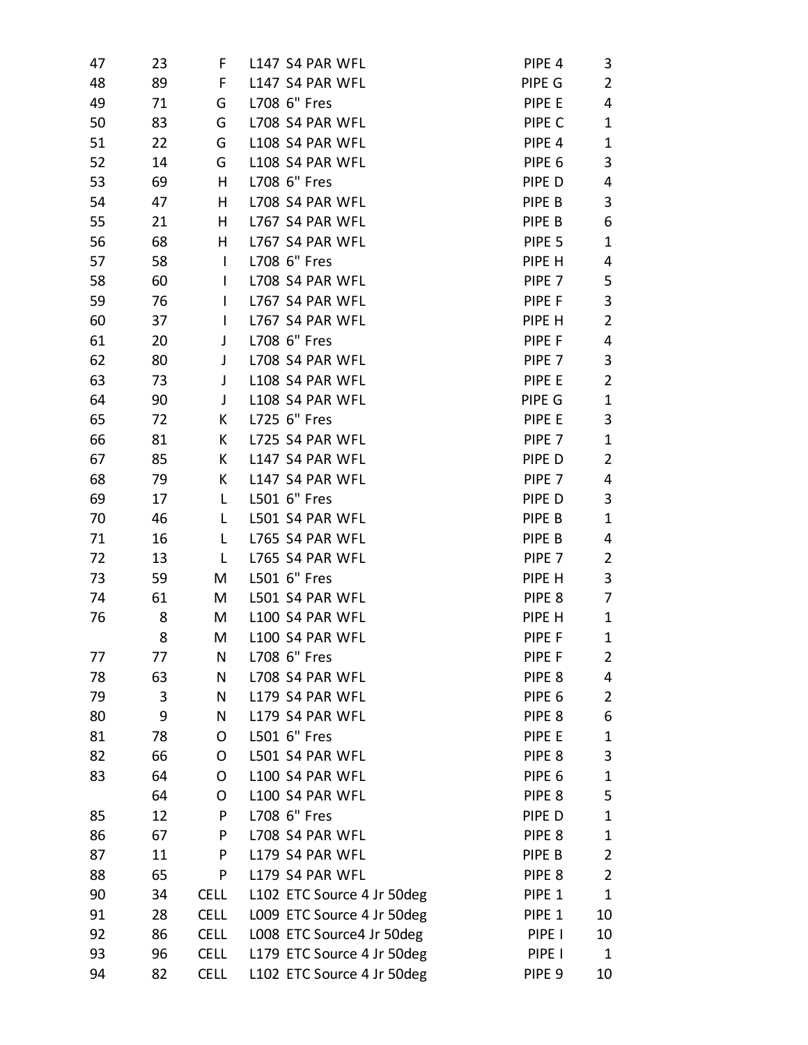| | | | | | |
|---|---|---|---|---|---|
| 47 | 23 | F | L147 S4 PAR WFL | PIPE 4 | 3 |
| 48 | 89 | F | L147 S4 PAR WFL | PIPE G | 2 |
| 49 | 71 | G | L708 6" Fres | PIPE E | 4 |
| 50 | 83 | G | L708 S4 PAR WFL | PIPE C | 1 |
| 51 | 22 | G | L108 S4 PAR WFL | PIPE 4 | 1 |
| 52 | 14 | G | L108 S4 PAR WFL | PIPE 6 | 3 |
| 53 | 69 | H | L708 6" Fres | PIPE D | 4 |
| 54 | 47 | H | L708 S4 PAR WFL | PIPE B | 3 |
| 55 | 21 | H | L767 S4 PAR WFL | PIPE B | 6 |
| 56 | 68 | H | L767 S4 PAR WFL | PIPE 5 | 1 |
| 57 | 58 | I | L708 6" Fres | PIPE H | 4 |
| 58 | 60 | I | L708 S4 PAR WFL | PIPE 7 | 5 |
| 59 | 76 | I | L767 S4 PAR WFL | PIPE F | 3 |
| 60 | 37 | I | L767 S4 PAR WFL | PIPE H | 2 |
| 61 | 20 | J | L708 6" Fres | PIPE F | 4 |
| 62 | 80 | J | L708 S4 PAR WFL | PIPE 7 | 3 |
| 63 | 73 | J | L108 S4 PAR WFL | PIPE E | 2 |
| 64 | 90 | J | L108 S4 PAR WFL | PIPE G | 1 |
| 65 | 72 | K | L725 6" Fres | PIPE E | 3 |
| 66 | 81 | K | L725 S4 PAR WFL | PIPE 7 | 1 |
| 67 | 85 | K | L147 S4 PAR WFL | PIPE D | 2 |
| 68 | 79 | K | L147 S4 PAR WFL | PIPE 7 | 4 |
| 69 | 17 | L | L501 6" Fres | PIPE D | 3 |
| 70 | 46 | L | L501 S4 PAR WFL | PIPE B | 1 |
| 71 | 16 | L | L765 S4 PAR WFL | PIPE B | 4 |
| 72 | 13 | L | L765 S4 PAR WFL | PIPE 7 | 2 |
| 73 | 59 | M | L501 6" Fres | PIPE H | 3 |
| 74 | 61 | M | L501 S4 PAR WFL | PIPE 8 | 7 |
| 76 | 8 | M | L100 S4 PAR WFL | PIPE H | 1 |
| | 8 | M | L100 S4 PAR WFL | PIPE F | 1 |
| 77 | 77 | N | L708 6" Fres | PIPE F | 2 |
| 78 | 63 | N | L708 S4 PAR WFL | PIPE 8 | 4 |
| 79 | 3 | N | L179 S4 PAR WFL | PIPE 6 | 2 |
| 80 | 9 | N | L179 S4 PAR WFL | PIPE 8 | 6 |
| 81 | 78 | O | L501 6" Fres | PIPE E | 1 |
| 82 | 66 | O | L501 S4 PAR WFL | PIPE 8 | 3 |
| 83 | 64 | O | L100 S4 PAR WFL | PIPE 6 | 1 |
| | 64 | O | L100 S4 PAR WFL | PIPE 8 | 5 |
| 85 | 12 | P | L708 6" Fres | PIPE D | 1 |
| 86 | 67 | P | L708 S4 PAR WFL | PIPE 8 | 1 |
| 87 | 11 | P | L179 S4 PAR WFL | PIPE B | 2 |
| 88 | 65 | P | L179 S4 PAR WFL | PIPE 8 | 2 |
| 90 | 34 | CELL | L102 ETC Source 4 Jr 50deg | PIPE 1 | 1 |
| 91 | 28 | CELL | L009 ETC Source 4 Jr 50deg | PIPE 1 | 10 |
| 92 | 86 | CELL | L008 ETC Source4 Jr 50deg | PIPE I | 10 |
| 93 | 96 | CELL | L179 ETC Source 4 Jr 50deg | PIPE I | 1 |
| 94 | 82 | CELL | L102 ETC Source 4 Jr 50deg | PIPE 9 | 10 |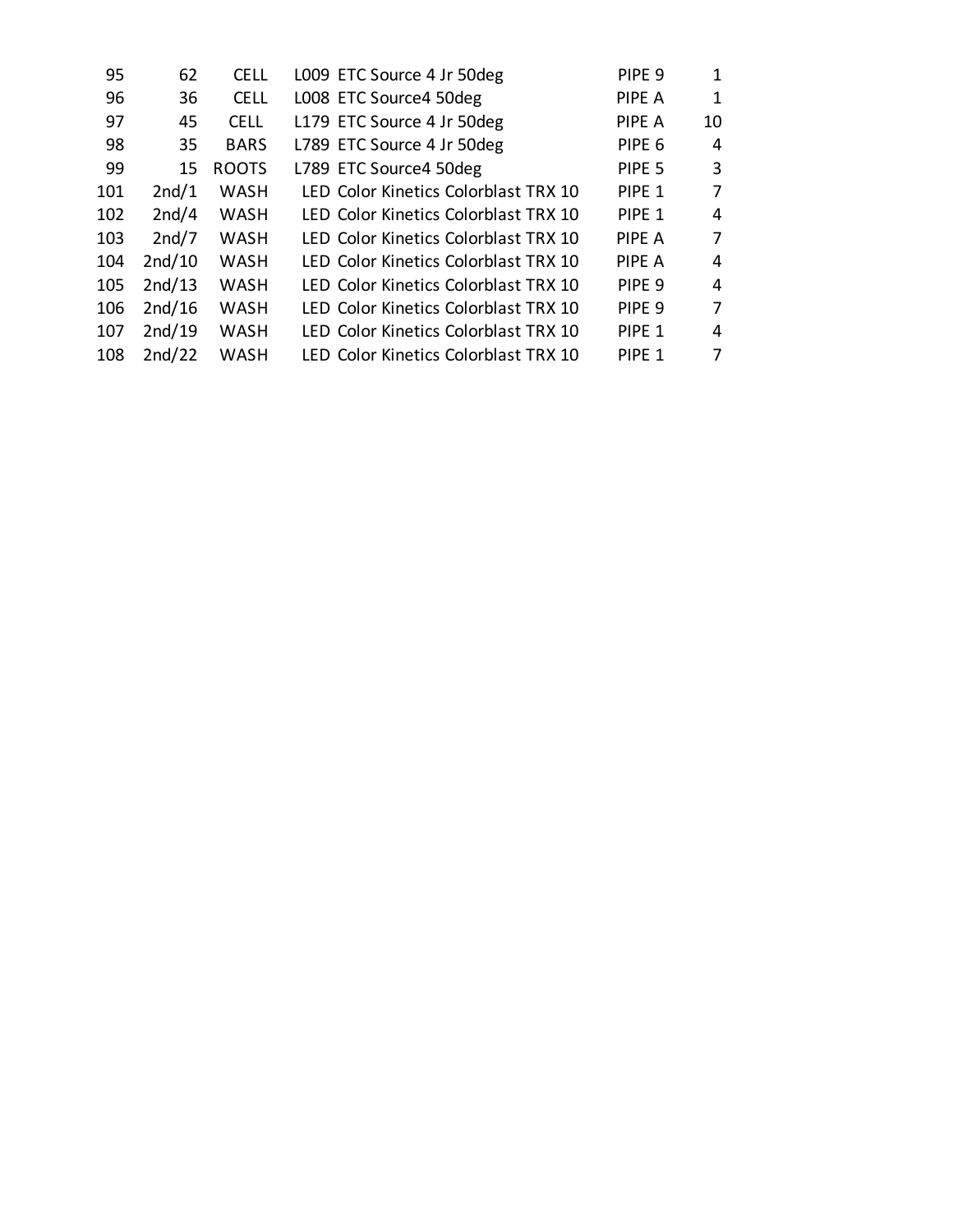| | | | | | | |
|---|---|---|---|---|---|---|
| 95 | 62 | CELL | L009 | ETC Source 4 Jr 50deg | PIPE 9 | 1 |
| 96 | 36 | CELL | L008 | ETC Source4 50deg | PIPE A | 1 |
| 97 | 45 | CELL | L179 | ETC Source 4 Jr 50deg | PIPE A | 10 |
| 98 | 35 | BARS | L789 | ETC Source 4 Jr 50deg | PIPE 6 | 4 |
| 99 | 15 | ROOTS | L789 | ETC Source4 50deg | PIPE 5 | 3 |
| 101 | 2nd/1 | WASH | | LED Color Kinetics Colorblast TRX 10 | PIPE 1 | 7 |
| 102 | 2nd/4 | WASH | | LED Color Kinetics Colorblast TRX 10 | PIPE 1 | 4 |
| 103 | 2nd/7 | WASH | | LED Color Kinetics Colorblast TRX 10 | PIPE A | 7 |
| 104 | 2nd/10 | WASH | | LED Color Kinetics Colorblast TRX 10 | PIPE A | 4 |
| 105 | 2nd/13 | WASH | | LED Color Kinetics Colorblast TRX 10 | PIPE 9 | 4 |
| 106 | 2nd/16 | WASH | | LED Color Kinetics Colorblast TRX 10 | PIPE 9 | 7 |
| 107 | 2nd/19 | WASH | | LED Color Kinetics Colorblast TRX 10 | PIPE 1 | 4 |
| 108 | 2nd/22 | WASH | | LED Color Kinetics Colorblast TRX 10 | PIPE 1 | 7 |